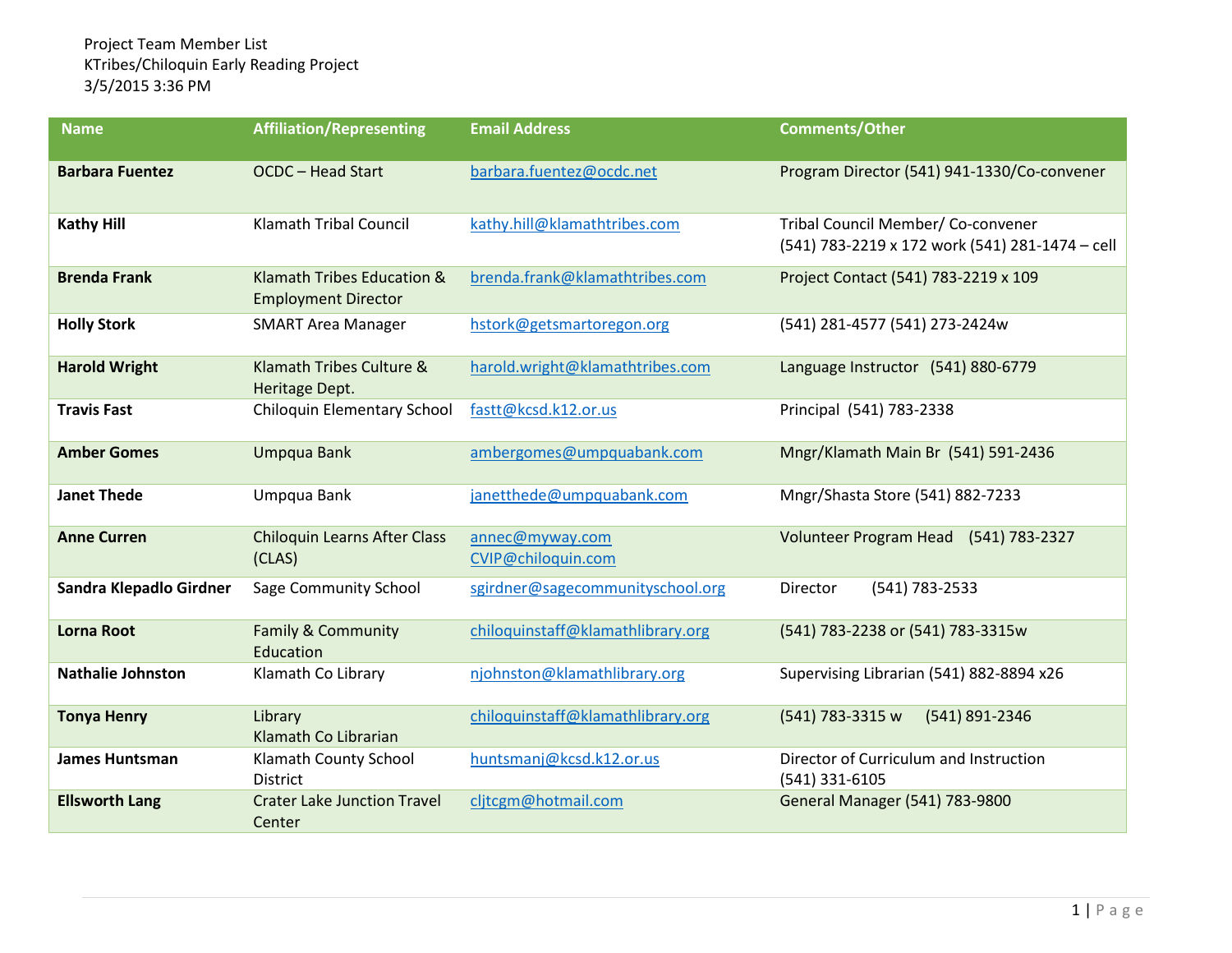Project Team Member List
KTribes/Chiloquin Early Reading Project
3/5/2015 3:36 PM

| Name | Affiliation/Representing | Email Address | Comments/Other |
|---|---|---|---|
| **Barbara Fuentez** | OCDC – Head Start | barbara.fuentez@ocdc.net | Program Director (541) 941-1330/Co-convener |
| **Kathy Hill** | Klamath Tribal Council | kathy.hill@klamathtribes.com | Tribal Council Member/ Co-convener (541) 783-2219 x 172 work (541) 281-1474 – cell |
| **Brenda Frank** | Klamath Tribes Education & Employment Director | brenda.frank@klamathtribes.com | Project Contact (541) 783-2219 x 109 |
| **Holly Stork** | SMART Area Manager | hstork@getsmartoregon.org | (541) 281-4577 (541) 273-2424w |
| **Harold Wright** | Klamath Tribes Culture & Heritage Dept. | harold.wright@klamathtribes.com | Language Instructor (541) 880-6779 |
| **Travis Fast** | Chiloquin Elementary School | fastt@kcsd.k12.or.us | Principal (541) 783-2338 |
| **Amber Gomes** | Umpqua Bank | ambergomes@umpquabank.com | Mngr/Klamath Main Br (541) 591-2436 |
| **Janet Thede** | Umpqua Bank | janetthede@umpquabank.com | Mngr/Shasta Store (541) 882-7233 |
| **Anne Curren** | Chiloquin Learns After Class (CLAS) | annec@myway.com CVIP@chiloquin.com | Volunteer Program Head (541) 783-2327 |
| **Sandra Klepadlo Girdner** | Sage Community School | sgirdner@sagecommunityschool.org | Director (541) 783-2533 |
| **Lorna Root** | Family & Community Education | chiloquinstaff@klamathlibrary.org | (541) 783-2238 or (541) 783-3315w |
| **Nathalie Johnston** | Klamath Co Library | njohnston@klamathlibrary.org | Supervising Librarian (541) 882-8894 x26 |
| **Tonya Henry** | Library Klamath Co Librarian | chiloquinstaff@klamathlibrary.org | (541) 783-3315 w (541) 891-2346 |
| **James Huntsman** | Klamath County School District | huntsmanj@kcsd.k12.or.us | Director of Curriculum and Instruction (541) 331-6105 |
| **Ellsworth Lang** | Crater Lake Junction Travel Center | cljtcgm@hotmail.com | General Manager (541) 783-9800 |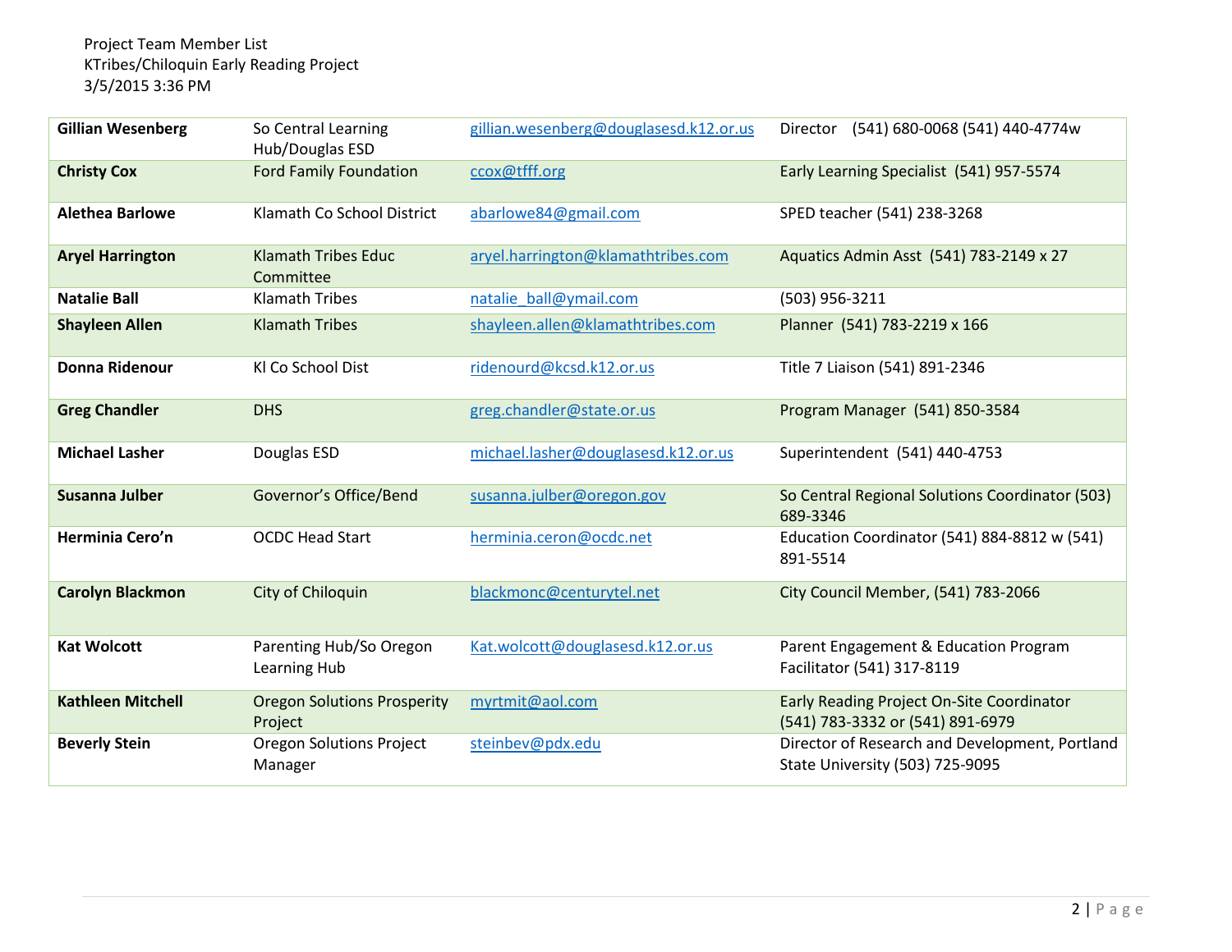Project Team Member List
KTribes/Chiloquin Early Reading Project
3/5/2015 3:36 PM

| | | | |
|---|---|---|---|
| **Gillian Wesenberg** | So Central Learning Hub/Douglas ESD | gillian.wesenberg@douglasesd.k12.or.us | Director (541) 680-0068 (541) 440-4774w |
| **Christy Cox** | Ford Family Foundation | ccox@tfff.org | Early Learning Specialist (541) 957-5574 |
| **Alethea Barlowe** | Klamath Co School District | abarlowe84@gmail.com | SPED teacher (541) 238-3268 |
| **Aryel Harrington** | Klamath Tribes Educ Committee | aryel.harrington@klamathtribes.com | Aquatics Admin Asst (541) 783-2149 x 27 |
| **Natalie Ball** | Klamath Tribes | natalie_ball@ymail.com | (503) 956-3211 |
| **Shayleen Allen** | Klamath Tribes | shayleen.allen@klamathtribes.com | Planner (541) 783-2219 x 166 |
| **Donna Ridenour** | Kl Co School Dist | ridenourd@kcsd.k12.or.us | Title 7 Liaison (541) 891-2346 |
| **Greg Chandler** | DHS | greg.chandler@state.or.us | Program Manager (541) 850-3584 |
| **Michael Lasher** | Douglas ESD | michael.lasher@douglasesd.k12.or.us | Superintendent (541) 440-4753 |
| **Susanna Julber** | Governor's Office/Bend | susanna.julber@oregon.gov | So Central Regional Solutions Coordinator (503) 689-3346 |
| **Herminia Cero'n** | OCDC Head Start | herminia.ceron@ocdc.net | Education Coordinator (541) 884-8812 w (541) 891-5514 |
| **Carolyn Blackmon** | City of Chiloquin | blackmonc@centurytel.net | City Council Member, (541) 783-2066 |
| **Kat Wolcott** | Parenting Hub/So Oregon Learning Hub | Kat.wolcott@douglasesd.k12.or.us | Parent Engagement & Education Program Facilitator (541) 317-8119 |
| **Kathleen Mitchell** | Oregon Solutions Prosperity Project | myrtmit@aol.com | Early Reading Project On-Site Coordinator (541) 783-3332 or (541) 891-6979 |
| **Beverly Stein** | Oregon Solutions Project Manager | steinbev@pdx.edu | Director of Research and Development, Portland State University (503) 725-9095 |